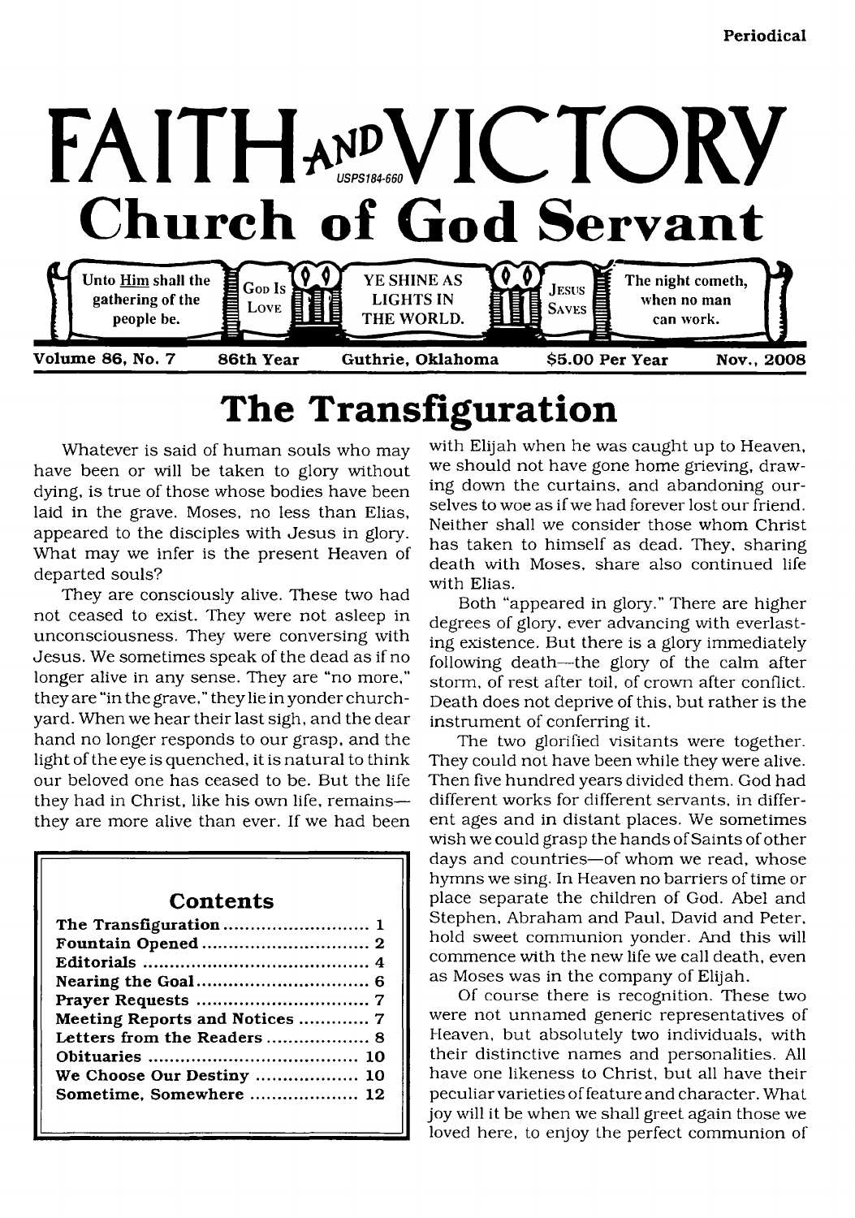Periodical

# FAITH AND VICTORY

USPS184-660

## Church of God Servant

Unto Him shall the gathering of the people be. | God Is Love | YE SHINE AS LIGHTS IN THE WORLD. | Jesus Saves | The night cometh, when no man can work.

**Volume 86, No. 7 — 86th Year — Guthrie, Oklahoma — $5.00 Per Year — Nov., 2008**

# The Transfiguration

Whatever is said of human souls who may have been or will be taken to glory without dying, is true of those whose bodies have been laid in the grave. Moses, no less than Elias, appeared to the disciples with Jesus in glory. What may we infer is the present Heaven of departed souls?

They are consciously alive. These two had not ceased to exist. They were not asleep in unconsciousness. They were conversing with Jesus. We sometimes speak of the dead as if no longer alive in any sense. They are "no more," they are "in the grave," they lie in yonder churchyard. When we hear their last sigh, and the dear hand no longer responds to our grasp, and the light of the eye is quenched, it is natural to think our beloved one has ceased to be. But the life they had in Christ, like his own life, remains—they are more alive than ever. If we had been with Elijah when he was caught up to Heaven, we should not have gone home grieving, drawing down the curtains, and abandoning ourselves to woe as if we had forever lost our friend. Neither shall we consider those whom Christ has taken to himself as dead. They, sharing death with Moses, share also continued life with Elias.

Both "appeared in glory." There are higher degrees of glory, ever advancing with everlasting existence. But there is a glory immediately following death—the glory of the calm after storm, of rest after toil, of crown after conflict. Death does not deprive of this, but rather is the instrument of conferring it.

The two glorified visitants were together. They could not have been while they were alive. Then five hundred years divided them. God had different works for different servants, in different ages and in distant places. We sometimes wish we could grasp the hands of Saints of other days and countries—of whom we read, whose hymns we sing. In Heaven no barriers of time or place separate the children of God. Abel and Stephen, Abraham and Paul, David and Peter, hold sweet communion yonder. And this will commence with the new life we call death, even as Moses was in the company of Elijah.

Of course there is recognition. These two were not unnamed generic representatives of Heaven, but absolutely two individuals, with their distinctive names and personalities. All have one likeness to Christ, but all have their peculiar varieties of feature and character. What joy will it be when we shall greet again those we loved here, to enjoy the perfect communion of

## Contents

| | |
|---|---|
| **The Transfiguration** | **1** |
| **Fountain Opened** | **2** |
| **Editorials** | **4** |
| **Nearing the Goal** | **6** |
| **Prayer Requests** | **7** |
| **Meeting Reports and Notices** | **7** |
| **Letters from the Readers** | **8** |
| **Obituaries** | **10** |
| **We Choose Our Destiny** | **10** |
| **Sometime, Somewhere** | **12** |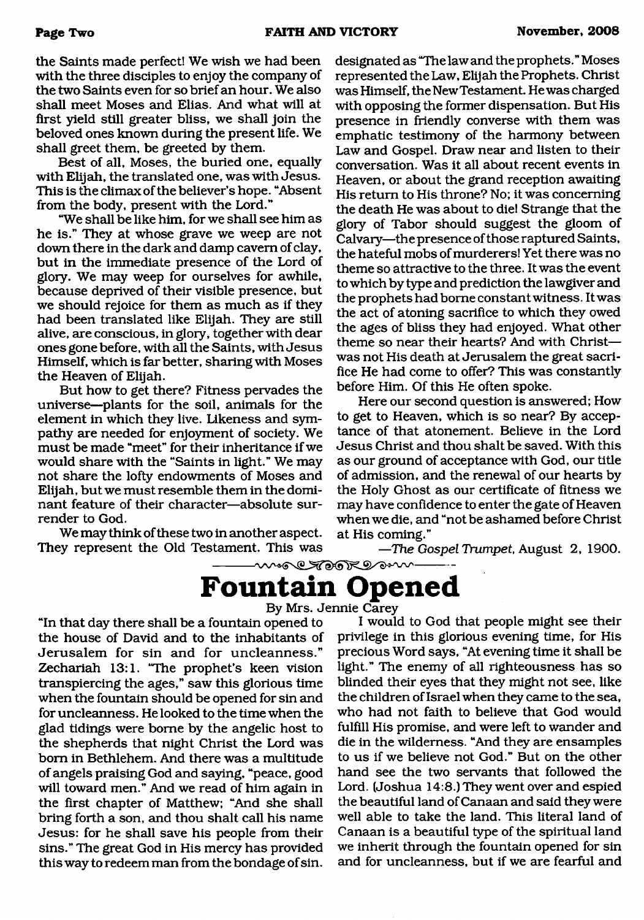the Saints made perfect! We wish we had been with the three disciples to enjoy the company of the two Saints even for so brief an hour. We also shall meet Moses and Elias. And what will at first yield still greater bliss, we shall join the beloved ones known during the present life. We shall greet them, be greeted by them.

Best of all, Moses, the buried one, equally with Elijah, the translated one, was with Jesus. This is the climax of the believer's hope. "Absent from the body, present with the Lord."

"We shall be like him, for we shall see him as he is." They at whose grave we weep are not down there in the dark and damp cavern of clay, but in the immediate presence of the Lord of glory. We may weep for ourselves for awhile, because deprived of their visible presence, but we should rejoice for them as much as if they had been translated like Elijah. They are still alive, are conscious, in glory, together with dear ones gone before, with all the Saints, with Jesus Himself, which is far better, sharing with Moses the Heaven of Elijah.

But how to get there? Fitness pervades the universe—plants for the soil, animals for the element in which they live. Likeness and sympathy are needed for enjoyment of society. We must be made "meet" for their inheritance if we would share with the "Saints in light." We may not share the lofty endowments of Moses and Elijah, but we must resemble them in the dominant feature of their character—absolute surrender to God.

We may think of these two in another aspect. They represent the Old Testament. This was designated as "The law and the prophets." Moses represented the Law, Elijah the Prophets. Christ was Himself, the New Testament. He was charged with opposing the former dispensation. But His presence in friendly converse with them was emphatic testimony of the harmony between Law and Gospel. Draw near and listen to their conversation. Was it all about recent events in Heaven, or about the grand reception awaiting His return to His throne? No; it was concerning the death He was about to die! Strange that the glory of Tabor should suggest the gloom of Calvary—the presence of those raptured Saints, the hateful mobs of murderers! Yet there was no theme so attractive to the three. It was the event to which by type and prediction the lawgiver and the prophets had borne constant witness. It was the act of atoning sacrifice to which they owed the ages of bliss they had enjoyed. What other theme so near their hearts? And with Christ—was not His death at Jerusalem the great sacrifice He had come to offer? This was constantly before Him. Of this He often spoke.

Here our second question is answered; How to get to Heaven, which is so near? By acceptance of that atonement. Believe in the Lord Jesus Christ and thou shalt be saved. With this as our ground of acceptance with God, our title of admission, and the renewal of our hearts by the Holy Ghost as our certificate of fitness we may have confidence to enter the gate of Heaven when we die, and "not be ashamed before Christ at His coming."

—*The Gospel Trumpet*, August 2, 1900.

# Fountain Opened

By Mrs. Jennie Carey

"In that day there shall be a fountain opened to the house of David and to the inhabitants of Jerusalem for sin and for uncleanness." Zechariah 13:1. "The prophet's keen vision transpiercing the ages," saw this glorious time when the fountain should be opened for sin and for uncleanness. He looked to the time when the glad tidings were borne by the angelic host to the shepherds that night Christ the Lord was born in Bethlehem. And there was a multitude of angels praising God and saying, "peace, good will toward men." And we read of him again in the first chapter of Matthew; "And she shall bring forth a son, and thou shalt call his name Jesus: for he shall save his people from their sins." The great God in His mercy has provided this way to redeem man from the bondage of sin.

I would to God that people might see their privilege in this glorious evening time, for His precious Word says, "At evening time it shall be light." The enemy of all righteousness has so blinded their eyes that they might not see, like the children of Israel when they came to the sea, who had not faith to believe that God would fulfill His promise, and were left to wander and die in the wilderness. "And they are ensamples to us if we believe not God." But on the other hand see the two servants that followed the Lord. (Joshua 14:8.) They went over and espied the beautiful land of Canaan and said they were well able to take the land. This literal land of Canaan is a beautiful type of the spiritual land we inherit through the fountain opened for sin and for uncleanness, but if we are fearful and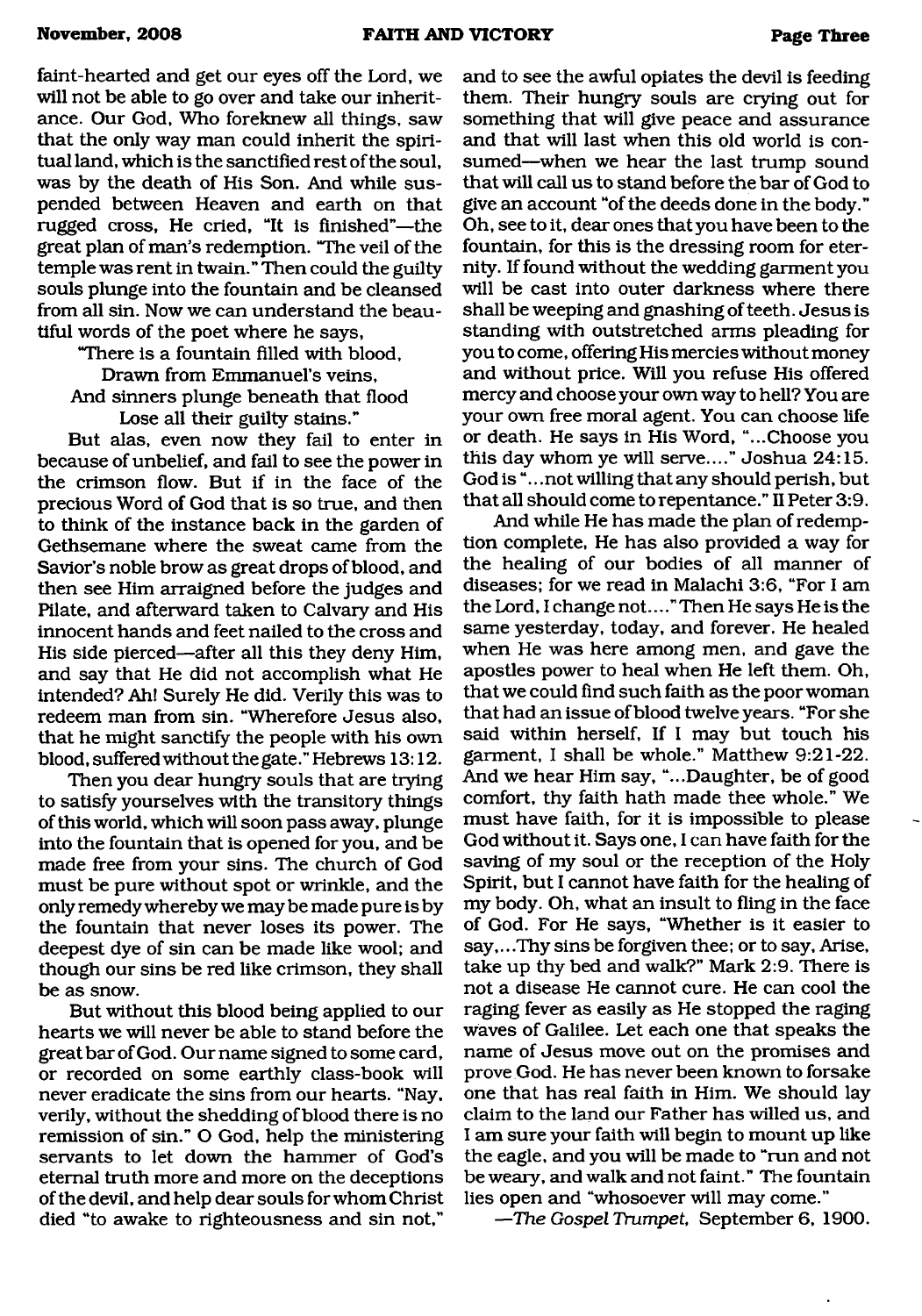faint-hearted and get our eyes off the Lord, we will not be able to go over and take our inheritance. Our God, Who foreknew all things, saw that the only way man could inherit the spiritual land, which is the sanctified rest of the soul, was by the death of His Son. And while suspended between Heaven and earth on that rugged cross, He cried, "It is finished"—the great plan of man's redemption. "The veil of the temple was rent in twain." Then could the guilty souls plunge into the fountain and be cleansed from all sin. Now we can understand the beautiful words of the poet where he says,

"There is a fountain filled with blood,
Drawn from Emmanuel's veins,
And sinners plunge beneath that flood
Lose all their guilty stains."

But alas, even now they fail to enter in because of unbelief, and fail to see the power in the crimson flow. But if in the face of the precious Word of God that is so true, and then to think of the instance back in the garden of Gethsemane where the sweat came from the Savior's noble brow as great drops of blood, and then see Him arraigned before the judges and Pilate, and afterward taken to Calvary and His innocent hands and feet nailed to the cross and His side pierced—after all this they deny Him, and say that He did not accomplish what He intended? Ah! Surely He did. Verily this was to redeem man from sin. "Wherefore Jesus also, that he might sanctify the people with his own blood, suffered without the gate." Hebrews 13:12.

Then you dear hungry souls that are trying to satisfy yourselves with the transitory things of this world, which will soon pass away, plunge into the fountain that is opened for you, and be made free from your sins. The church of God must be pure without spot or wrinkle, and the only remedy whereby we may be made pure is by the fountain that never loses its power. The deepest dye of sin can be made like wool; and though our sins be red like crimson, they shall be as snow.

But without this blood being applied to our hearts we will never be able to stand before the great bar of God. Our name signed to some card, or recorded on some earthly class-book will never eradicate the sins from our hearts. "Nay, verily, without the shedding of blood there is no remission of sin." O God, help the ministering servants to let down the hammer of God's eternal truth more and more on the deceptions of the devil, and help dear souls for whom Christ died "to awake to righteousness and sin not," and to see the awful opiates the devil is feeding them. Their hungry souls are crying out for something that will give peace and assurance and that will last when this old world is consumed—when we hear the last trump sound that will call us to stand before the bar of God to give an account "of the deeds done in the body." Oh, see to it, dear ones that you have been to the fountain, for this is the dressing room for eternity. If found without the wedding garment you will be cast into outer darkness where there shall be weeping and gnashing of teeth. Jesus is standing with outstretched arms pleading for you to come, offering His mercies without money and without price. Will you refuse His offered mercy and choose your own way to hell? You are your own free moral agent. You can choose life or death. He says in His Word, "...Choose you this day whom ye will serve...." Joshua 24:15. God is "...not willing that any should perish, but that all should come to repentance." II Peter 3:9.

And while He has made the plan of redemption complete, He has also provided a way for the healing of our bodies of all manner of diseases; for we read in Malachi 3:6, "For I am the Lord, I change not...." Then He says He is the same yesterday, today, and forever. He healed when He was here among men, and gave the apostles power to heal when He left them. Oh, that we could find such faith as the poor woman that had an issue of blood twelve years. "For she said within herself, If I may but touch his garment, I shall be whole." Matthew 9:21-22. And we hear Him say, "...Daughter, be of good comfort, thy faith hath made thee whole." We must have faith, for it is impossible to please God without it. Says one, I can have faith for the saving of my soul or the reception of the Holy Spirit, but I cannot have faith for the healing of my body. Oh, what an insult to fling in the face of God. For He says, "Whether is it easier to say,...Thy sins be forgiven thee; or to say, Arise, take up thy bed and walk?" Mark 2:9. There is not a disease He cannot cure. He can cool the raging fever as easily as He stopped the raging waves of Galilee. Let each one that speaks the name of Jesus move out on the promises and prove God. He has never been known to forsake one that has real faith in Him. We should lay claim to the land our Father has willed us, and I am sure your faith will begin to mount up like the eagle, and you will be made to "run and not be weary, and walk and not faint." The fountain lies open and "whosoever will may come."

—*The Gospel Trumpet*, September 6, 1900.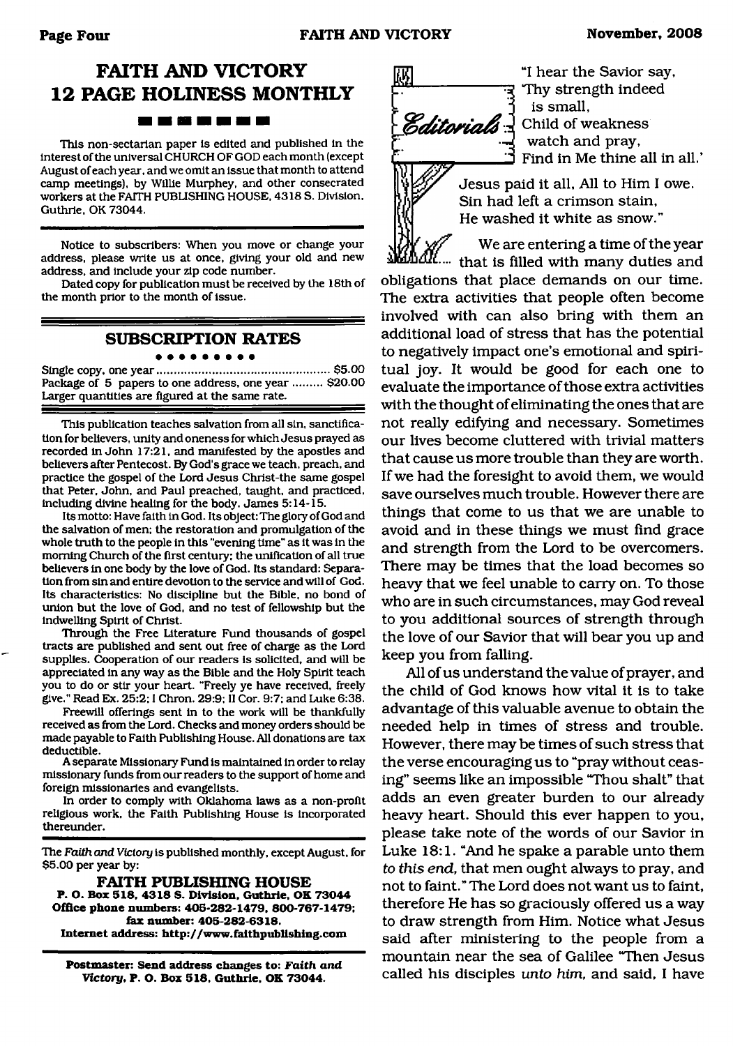# FAITH AND VICTORY
# 12 PAGE HOLINESS MONTHLY

This non-sectarian paper is edited and published in the interest of the universal CHURCH OF GOD each month (except August of each year, and we omit an issue that month to attend camp meetings), by Willie Murphey, and other consecrated workers at the FAITH PUBLISHING HOUSE, 4318 S. Division, Guthrie, OK 73044.

Notice to subscribers: When you move or change your address, please write us at once, giving your old and new address, and include your zip code number.

Dated copy for publication must be received by the 18th of the month prior to the month of issue.

## SUBSCRIPTION RATES

Single copy, one year ............................................ $5.00
Package of 5 papers to one address, one year ......... $20.00
Larger quantities are figured at the same rate.

This publication teaches salvation from all sin, sanctification for believers, unity and oneness for which Jesus prayed as recorded in John 17:21, and manifested by the apostles and believers after Pentecost. By God's grace we teach, preach, and practice the gospel of the Lord Jesus Christ-the same gospel that Peter, John, and Paul preached, taught, and practiced, including divine healing for the body. James 5:14-15.

Its motto: Have faith in God. Its object: The glory of God and the salvation of men; the restoration and promulgation of the whole truth to the people in this "evening time" as it was in the morning Church of the first century; the unification of all true believers in one body by the love of God. Its standard: Separation from sin and entire devotion to the service and will of God. Its characteristics: No discipline but the Bible, no bond of union but the love of God, and no test of fellowship but the indwelling Spirit of Christ.

Through the Free Literature Fund thousands of gospel tracts are published and sent out free of charge as the Lord supplies. Cooperation of our readers is solicited, and will be appreciated in any way as the Bible and the Holy Spirit teach you to do or stir your heart. "Freely ye have received, freely give." Read Ex. 25:2; I Chron. 29:9; II Cor. 9:7; and Luke 6:38.

Freewill offerings sent in to the work will be thankfully received as from the Lord. Checks and money orders should be made payable to Faith Publishing House. All donations are tax deductible.

A separate Missionary Fund is maintained in order to relay missionary funds from our readers to the support of home and foreign missionaries and evangelists.

In order to comply with Oklahoma laws as a non-profit religious work, the Faith Publishing House is incorporated thereunder.

The *Faith and Victory* is published monthly, except August, for $5.00 per year by:

**FAITH PUBLISHING HOUSE**
**P. O. Box 518, 4318 S. Division, Guthrie, OK 73044**
**Office phone numbers: 405-282-1479, 800-767-1479; fax number: 405-282-6318.**
**Internet address: http://www.faithpublishing.com**

**Postmaster: Send address changes to: *Faith and Victory*, P. O. Box 518, Guthrie, OK 73044.**

## Editorials

"I hear the Savior say,
'Thy strength indeed
is small,
Child of weakness
watch and pray,
Find in Me thine all in all.'

Jesus paid it all, All to Him I owe.
Sin had left a crimson stain,
He washed it white as snow."

We are entering a time of the year that is filled with many duties and obligations that place demands on our time. The extra activities that people often become involved with can also bring with them an additional load of stress that has the potential to negatively impact one's emotional and spiritual joy. It would be good for each one to evaluate the importance of those extra activities with the thought of eliminating the ones that are not really edifying and necessary. Sometimes our lives become cluttered with trivial matters that cause us more trouble than they are worth. If we had the foresight to avoid them, we would save ourselves much trouble. However there are things that come to us that we are unable to avoid and in these things we must find grace and strength from the Lord to be overcomers. There may be times that the load becomes so heavy that we feel unable to carry on. To those who are in such circumstances, may God reveal to you additional sources of strength through the love of our Savior that will bear you up and keep you from falling.

All of us understand the value of prayer, and the child of God knows how vital it is to take advantage of this valuable avenue to obtain the needed help in times of stress and trouble. However, there may be times of such stress that the verse encouraging us to "pray without ceasing" seems like an impossible "Thou shalt" that adds an even greater burden to our already heavy heart. Should this ever happen to you, please take note of the words of our Savior in Luke 18:1. "And he spake a parable unto them *to this end*, that men ought always to pray, and not to faint." The Lord does not want us to faint, therefore He has so graciously offered us a way to draw strength from Him. Notice what Jesus said after ministering to the people from a mountain near the sea of Galilee "Then Jesus called his disciples *unto him*, and said, I have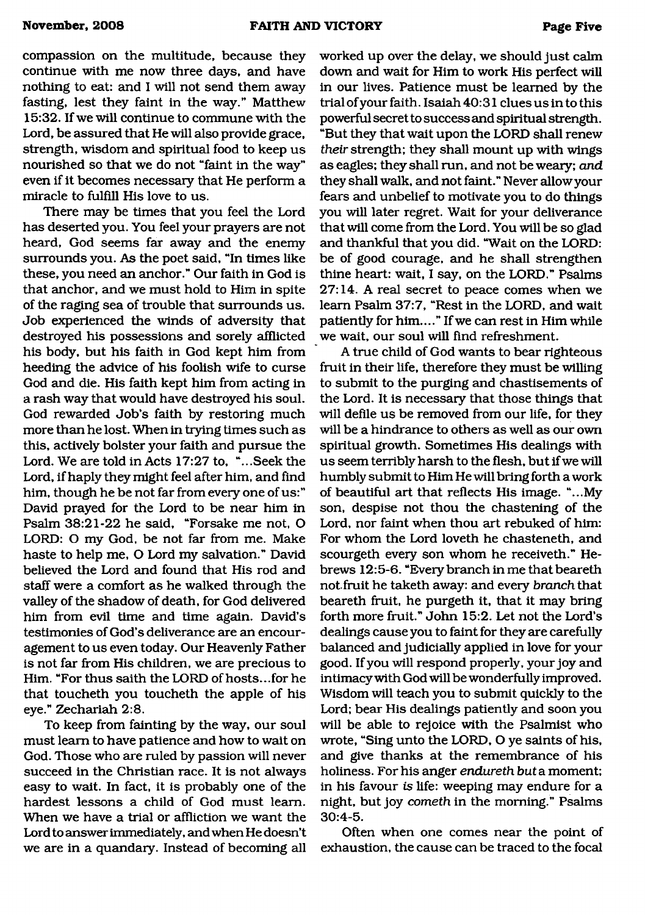compassion on the multitude, because they continue with me now three days, and have nothing to eat: and I will not send them away fasting, lest they faint in the way." Matthew 15:32. If we will continue to commune with the Lord, be assured that He will also provide grace, strength, wisdom and spiritual food to keep us nourished so that we do not "faint in the way" even if it becomes necessary that He perform a miracle to fulfill His love to us.

There may be times that you feel the Lord has deserted you. You feel your prayers are not heard, God seems far away and the enemy surrounds you. As the poet said, "In times like these, you need an anchor." Our faith in God is that anchor, and we must hold to Him in spite of the raging sea of trouble that surrounds us. Job experienced the winds of adversity that destroyed his possessions and sorely afflicted his body, but his faith in God kept him from heeding the advice of his foolish wife to curse God and die. His faith kept him from acting in a rash way that would have destroyed his soul. God rewarded Job's faith by restoring much more than he lost. When in trying times such as this, actively bolster your faith and pursue the Lord. We are told in Acts 17:27 to, "...Seek the Lord, if haply they might feel after him, and find him, though he be not far from every one of us:" David prayed for the Lord to be near him in Psalm 38:21-22 he said, "Forsake me not, O LORD: O my God, be not far from me. Make haste to help me, O Lord my salvation." David believed the Lord and found that His rod and staff were a comfort as he walked through the valley of the shadow of death, for God delivered him from evil time and time again. David's testimonies of God's deliverance are an encouragement to us even today. Our Heavenly Father is not far from His children, we are precious to Him. "For thus saith the LORD of hosts...for he that toucheth you toucheth the apple of his eye." Zechariah 2:8.

To keep from fainting by the way, our soul must learn to have patience and how to wait on God. Those who are ruled by passion will never succeed in the Christian race. It is not always easy to wait. In fact, it is probably one of the hardest lessons a child of God must learn. When we have a trial or affliction we want the Lord to answer immediately, and when He doesn't we are in a quandary. Instead of becoming all worked up over the delay, we should just calm down and wait for Him to work His perfect will in our lives. Patience must be learned by the trial of your faith. Isaiah 40:31 clues us in to this powerful secret to success and spiritual strength. "But they that wait upon the LORD shall renew *their* strength; they shall mount up with wings as eagles; they shall run, and not be weary; *and* they shall walk, and not faint." Never allow your fears and unbelief to motivate you to do things you will later regret. Wait for your deliverance that will come from the Lord. You will be so glad and thankful that you did. "Wait on the LORD: be of good courage, and he shall strengthen thine heart: wait, I say, on the LORD." Psalms 27:14. A real secret to peace comes when we learn Psalm 37:7, "Rest in the LORD, and wait patiently for him...." If we can rest in Him while we wait, our soul will find refreshment.

A true child of God wants to bear righteous fruit in their life, therefore they must be willing to submit to the purging and chastisements of the Lord. It is necessary that those things that will defile us be removed from our life, for they will be a hindrance to others as well as our own spiritual growth. Sometimes His dealings with us seem terribly harsh to the flesh, but if we will humbly submit to Him He will bring forth a work of beautiful art that reflects His image. "...My son, despise not thou the chastening of the Lord, nor faint when thou art rebuked of him: For whom the Lord loveth he chasteneth, and scourgeth every son whom he receiveth." Hebrews 12:5-6. "Every branch in me that beareth not fruit he taketh away: and every *branch* that beareth fruit, he purgeth it, that it may bring forth more fruit." John 15:2. Let not the Lord's dealings cause you to faint for they are carefully balanced and judicially applied in love for your good. If you will respond properly, your joy and intimacy with God will be wonderfully improved. Wisdom will teach you to submit quickly to the Lord; bear His dealings patiently and soon you will be able to rejoice with the Psalmist who wrote, "Sing unto the LORD, O ye saints of his, and give thanks at the remembrance of his holiness. For his anger *endureth but* a moment; in his favour *is* life: weeping may endure for a night, but joy *cometh* in the morning." Psalms 30:4-5.

Often when one comes near the point of exhaustion, the cause can be traced to the focal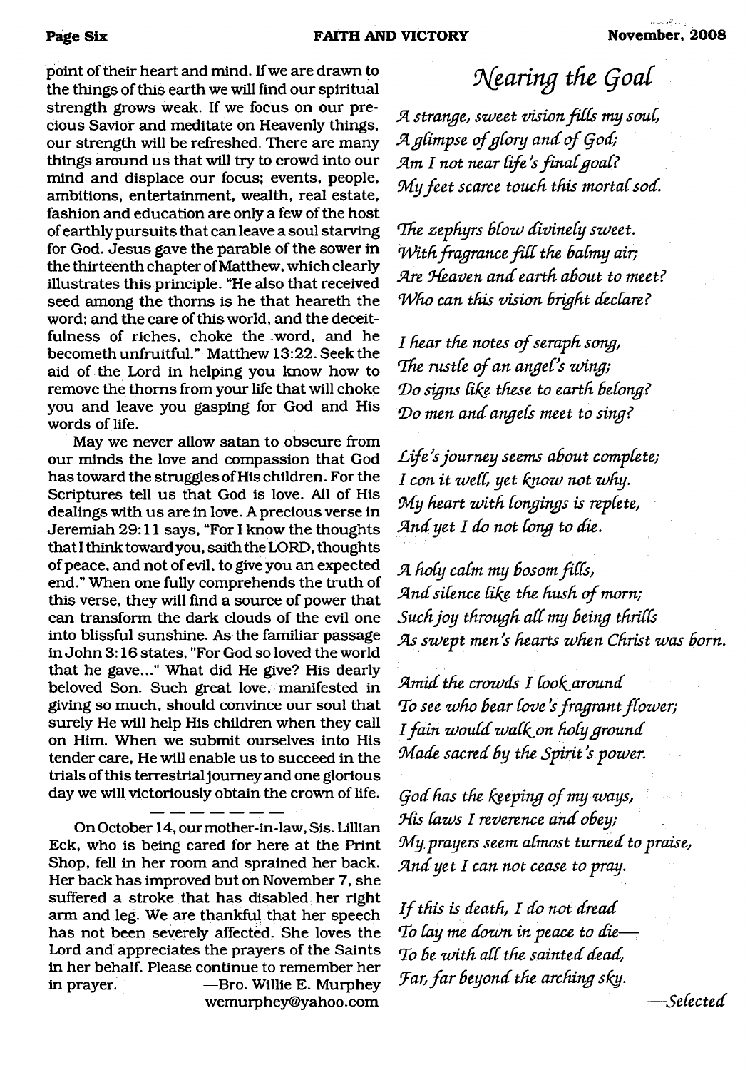point of their heart and mind. If we are drawn to the things of this earth we will find our spiritual strength grows weak. If we focus on our precious Savior and meditate on Heavenly things, our strength will be refreshed. There are many things around us that will try to crowd into our mind and displace our focus; events, people, ambitions, entertainment, wealth, real estate, fashion and education are only a few of the host of earthly pursuits that can leave a soul starving for God. Jesus gave the parable of the sower in the thirteenth chapter of Matthew, which clearly illustrates this principle. "He also that received seed among the thorns is he that heareth the word; and the care of this world, and the deceitfulness of riches, choke the word, and he becometh unfruitful." Matthew 13:22. Seek the aid of the Lord in helping you know how to remove the thorns from your life that will choke you and leave you gasping for God and His words of life.

May we never allow satan to obscure from our minds the love and compassion that God has toward the struggles of His children. For the Scriptures tell us that God is love. All of His dealings with us are in love. A precious verse in Jeremiah 29:11 says, "For I know the thoughts that I think toward you, saith the LORD, thoughts of peace, and not of evil, to give you an expected end." When one fully comprehends the truth of this verse, they will find a source of power that can transform the dark clouds of the evil one into blissful sunshine. As the familiar passage in John 3:16 states, "For God so loved the world that he gave..." What did He give? His dearly beloved Son. Such great love, manifested in giving so much, should convince our soul that surely He will help His children when they call on Him. When we submit ourselves into His tender care, He will enable us to succeed in the trials of this terrestrial journey and one glorious day we will victoriously obtain the crown of life.

---

On October 14, our mother-in-law, Sis. Lillian Eck, who is being cared for here at the Print Shop, fell in her room and sprained her back. Her back has improved but on November 7, she suffered a stroke that has disabled her right arm and leg. We are thankful that her speech has not been severely affected. She loves the Lord and appreciates the prayers of the Saints in her behalf. Please continue to remember her in prayer. —Bro. Willie E. Murphey wemurphey@yahoo.com

## Nearing the Goal

*A strange, sweet vision fills my soul,*
*A glimpse of glory and of God;*
*Am I not near life's final goal?*
*My feet scarce touch this mortal sod.*

*The zephyrs blow divinely sweet.*
*With fragrance fill the balmy air;*
*Are Heaven and earth about to meet?*
*Who can this vision bright declare?*

*I hear the notes of seraph song,*
*The rustle of an angel's wing;*
*Do signs like these to earth belong?*
*Do men and angels meet to sing?*

*Life's journey seems about complete;*
*I con it well, yet know not why.*
*My heart with longings is replete,*
*And yet I do not long to die.*

*A holy calm my bosom fills,*
*And silence like the hush of morn;*
*Such joy through all my being thrills*
*As swept men's hearts when Christ was born.*

*Amid the crowds I look around*
*To see who bear love's fragrant flower;*
*I fain would walk on holy ground*
*Made sacred by the Spirit's power.*

*God has the keeping of my ways,*
*His laws I reverence and obey;*
*My prayers seem almost turned to praise,*
*And yet I can not cease to pray.*

*If this is death, I do not dread*
*To lay me down in peace to die—*
*To be with all the sainted dead,*
*Far, far beyond the arching sky.*

—*Selected*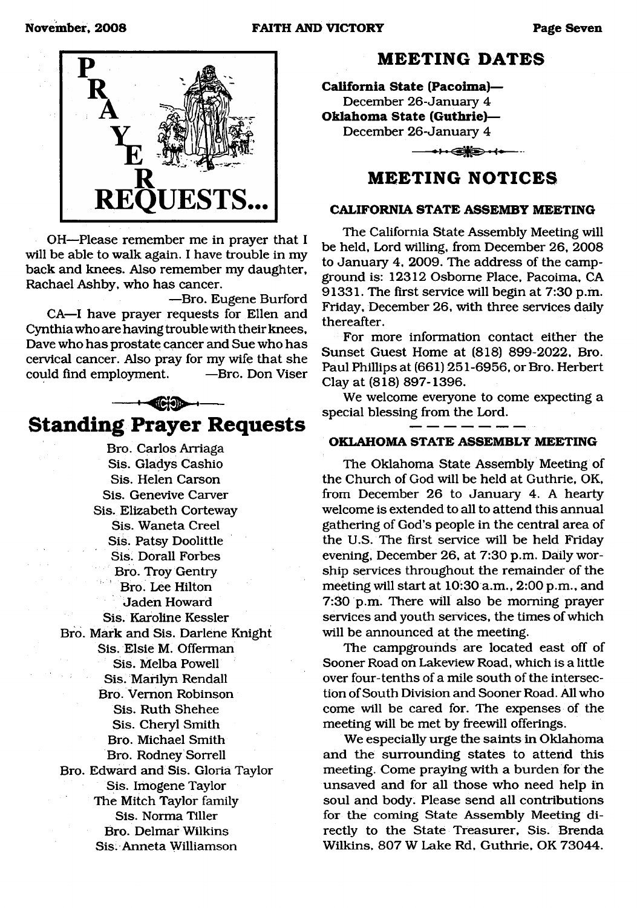# PRAYER REQUESTS...

OH—Please remember me in prayer that I will be able to walk again. I have trouble in my back and knees. Also remember my daughter, Rachael Ashby, who has cancer.

—Bro. Eugene Burford

CA—I have prayer requests for Ellen and Cynthia who are having trouble with their knees, Dave who has prostate cancer and Sue who has cervical cancer. Also pray for my wife that she could find employment. —Bro. Don Viser

## Standing Prayer Requests

Bro. Carlos Arriaga
Sis. Gladys Cashio
Sis. Helen Carson
Sis. Genevive Carver
Sis. Elizabeth Corteway
Sis. Waneta Creel
Sis. Patsy Doolittle
Sis. Dorall Forbes
Bro. Troy Gentry
Bro. Lee Hilton
Jaden Howard
Sis. Karoline Kessler
Bro. Mark and Sis. Darlene Knight
Sis. Elsie M. Offerman
Sis. Melba Powell
Sis. Marilyn Rendall
Bro. Vernon Robinson
Sis. Ruth Shehee
Sis. Cheryl Smith
Bro. Michael Smith
Bro. Rodney Sorrell
Bro. Edward and Sis. Gloria Taylor
Sis. Imogene Taylor
The Mitch Taylor family
Sis. Norma Tiller
Bro. Delmar Wilkins
Sis. Anneta Williamson

## MEETING DATES

**California State (Pacoima)—**
December 26-January 4

**Oklahoma State (Guthrie)—**
December 26-January 4

## MEETING NOTICES

### CALIFORNIA STATE ASSEMBY MEETING

The California State Assembly Meeting will be held, Lord willing, from December 26, 2008 to January 4, 2009. The address of the campground is: 12312 Osborne Place, Pacoima, CA 91331. The first service will begin at 7:30 p.m. Friday, December 26, with three services daily thereafter.

For more information contact either the Sunset Guest Home at (818) 899-2022, Bro. Paul Phillips at (661) 251-6956, or Bro. Herbert Clay at (818) 897-1396.

We welcome everyone to come expecting a special blessing from the Lord.

### OKLAHOMA STATE ASSEMBLY MEETING

The Oklahoma State Assembly Meeting of the Church of God will be held at Guthrie, OK, from December 26 to January 4. A hearty welcome is extended to all to attend this annual gathering of God's people in the central area of the U.S. The first service will be held Friday evening, December 26, at 7:30 p.m. Daily worship services throughout the remainder of the meeting will start at 10:30 a.m., 2:00 p.m., and 7:30 p.m. There will also be morning prayer services and youth services, the times of which will be announced at the meeting.

The campgrounds are located east off of Sooner Road on Lakeview Road, which is a little over four-tenths of a mile south of the intersection of South Division and Sooner Road. All who come will be cared for. The expenses of the meeting will be met by freewill offerings.

We especially urge the saints in Oklahoma and the surrounding states to attend this meeting. Come praying with a burden for the unsaved and for all those who need help in soul and body. Please send all contributions for the coming State Assembly Meeting directly to the State Treasurer, Sis. Brenda Wilkins, 807 W Lake Rd, Guthrie, OK 73044.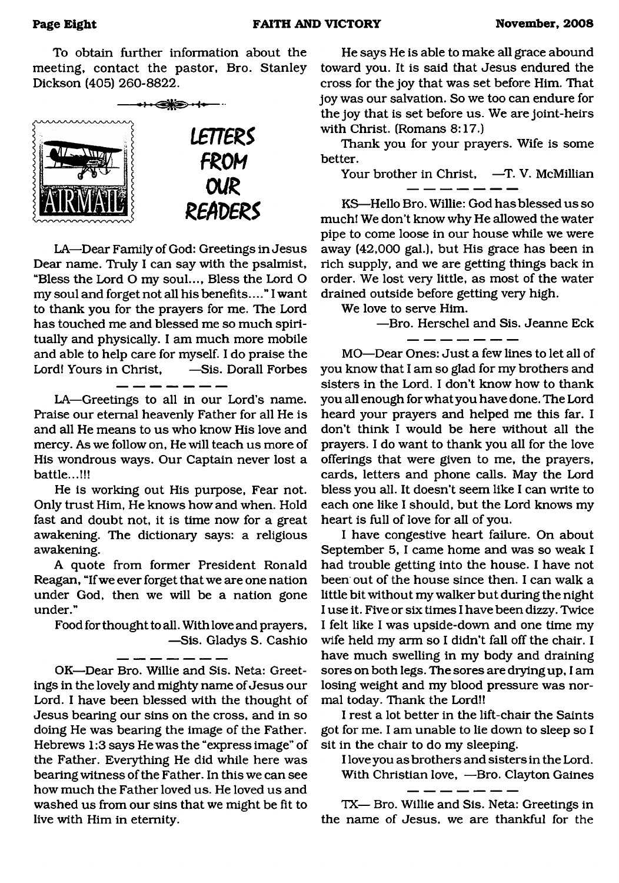To obtain further information about the meeting, contact the pastor, Bro. Stanley Dickson (405) 260-8822.

## LETTERS FROM OUR READERS

LA—Dear Family of God: Greetings in Jesus Dear name. Truly I can say with the psalmist, "Bless the Lord O my soul..., Bless the Lord O my soul and forget not all his benefits...." I want to thank you for the prayers for me. The Lord has touched me and blessed me so much spiritually and physically. I am much more mobile and able to help care for myself. I do praise the Lord! Yours in Christ, —Sis. Dorall Forbes

---

LA—Greetings to all in our Lord's name. Praise our eternal heavenly Father for all He is and all He means to us who know His love and mercy. As we follow on, He will teach us more of His wondrous ways. Our Captain never lost a battle...!!!

He is working out His purpose, Fear not. Only trust Him, He knows how and when. Hold fast and doubt not, it is time now for a great awakening. The dictionary says: a religious awakening.

A quote from former President Ronald Reagan, "If we ever forget that we are one nation under God, then we will be a nation gone under."

Food for thought to all. With love and prayers, —Sis. Gladys S. Cashio

---

OK—Dear Bro. Willie and Sis. Neta: Greetings in the lovely and mighty name of Jesus our Lord. I have been blessed with the thought of Jesus bearing our sins on the cross, and in so doing He was bearing the image of the Father. Hebrews 1:3 says He was the "express image" of the Father. Everything He did while here was bearing witness of the Father. In this we can see how much the Father loved us. He loved us and washed us from our sins that we might be fit to live with Him in eternity.

He says He is able to make all grace abound toward you. It is said that Jesus endured the cross for the joy that was set before Him. That joy was our salvation. So we too can endure for the joy that is set before us. We are joint-heirs with Christ. (Romans 8:17.)

Thank you for your prayers. Wife is some better.

Your brother in Christ, —T. V. McMillian

---

KS—Hello Bro. Willie: God has blessed us so much! We don't know why He allowed the water pipe to come loose in our house while we were away (42,000 gal.), but His grace has been in rich supply, and we are getting things back in order. We lost very little, as most of the water drained outside before getting very high.

We love to serve Him.

—Bro. Herschel and Sis. Jeanne Eck

---

MO—Dear Ones: Just a few lines to let all of you know that I am so glad for my brothers and sisters in the Lord. I don't know how to thank you all enough for what you have done. The Lord heard your prayers and helped me this far. I don't think I would be here without all the prayers. I do want to thank you all for the love offerings that were given to me, the prayers, cards, letters and phone calls. May the Lord bless you all. It doesn't seem like I can write to each one like I should, but the Lord knows my heart is full of love for all of you.

I have congestive heart failure. On about September 5, I came home and was so weak I had trouble getting into the house. I have not been out of the house since then. I can walk a little bit without my walker but during the night I use it. Five or six times I have been dizzy. Twice I felt like I was upside-down and one time my wife held my arm so I didn't fall off the chair. I have much swelling in my body and draining sores on both legs. The sores are drying up, I am losing weight and my blood pressure was normal today. Thank the Lord!!

I rest a lot better in the lift-chair the Saints got for me. I am unable to lie down to sleep so I sit in the chair to do my sleeping.

I love you as brothers and sisters in the Lord.

With Christian love, —Bro. Clayton Gaines

---

TX— Bro. Willie and Sis. Neta: Greetings in the name of Jesus, we are thankful for the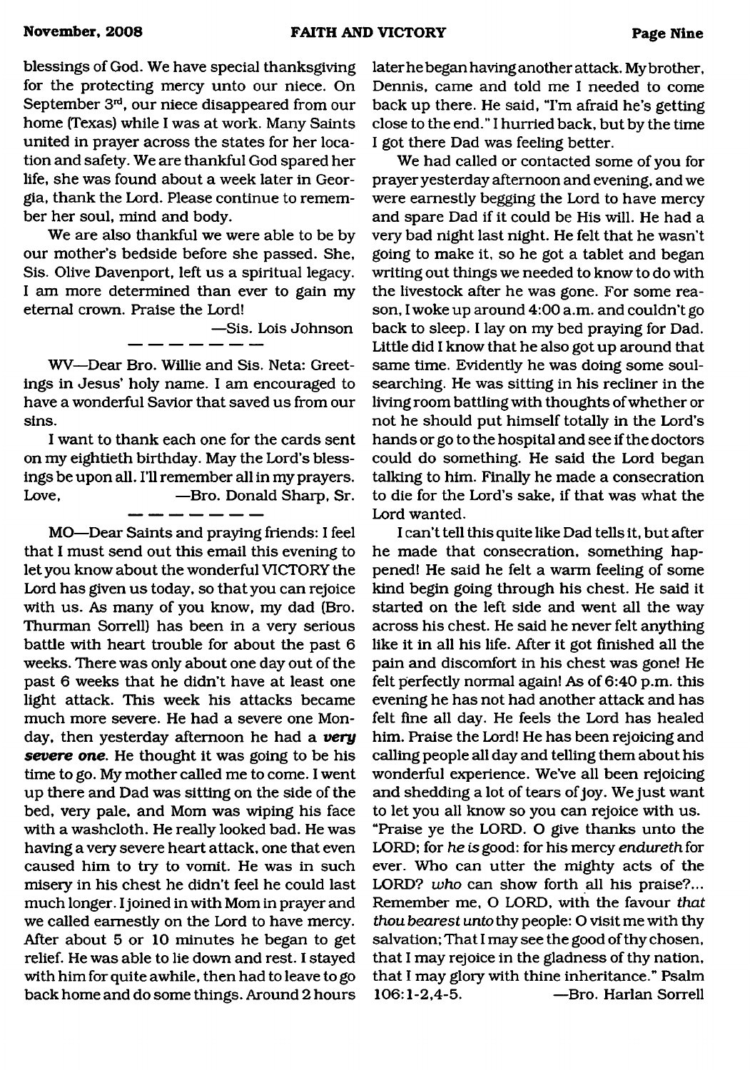blessings of God. We have special thanksgiving for the protecting mercy unto our niece. On September 3rd, our niece disappeared from our home (Texas) while I was at work. Many Saints united in prayer across the states for her location and safety. We are thankful God spared her life, she was found about a week later in Georgia, thank the Lord. Please continue to remember her soul, mind and body.

We are also thankful we were able to be by our mother's bedside before she passed. She, Sis. Olive Davenport, left us a spiritual legacy. I am more determined than ever to gain my eternal crown. Praise the Lord!

—Sis. Lois Johnson

---

WV—Dear Bro. Willie and Sis. Neta: Greetings in Jesus' holy name. I am encouraged to have a wonderful Savior that saved us from our sins.

I want to thank each one for the cards sent on my eightieth birthday. May the Lord's blessings be upon all. I'll remember all in my prayers. Love, —Bro. Donald Sharp, Sr.

---

MO—Dear Saints and praying friends: I feel that I must send out this email this evening to let you know about the wonderful VICTORY the Lord has given us today, so that you can rejoice with us. As many of you know, my dad (Bro. Thurman Sorrell) has been in a very serious battle with heart trouble for about the past 6 weeks. There was only about one day out of the past 6 weeks that he didn't have at least one light attack. This week his attacks became much more severe. He had a severe one Monday, then yesterday afternoon he had a ***very severe one***. He thought it was going to be his time to go. My mother called me to come. I went up there and Dad was sitting on the side of the bed, very pale, and Mom was wiping his face with a washcloth. He really looked bad. He was having a very severe heart attack, one that even caused him to try to vomit. He was in such misery in his chest he didn't feel he could last much longer. I joined in with Mom in prayer and we called earnestly on the Lord to have mercy. After about 5 or 10 minutes he began to get relief. He was able to lie down and rest. I stayed with him for quite awhile, then had to leave to go back home and do some things. Around 2 hours later he began having another attack. My brother, Dennis, came and told me I needed to come back up there. He said, "I'm afraid he's getting close to the end." I hurried back, but by the time I got there Dad was feeling better.

We had called or contacted some of you for prayer yesterday afternoon and evening, and we were earnestly begging the Lord to have mercy and spare Dad if it could be His will. He had a very bad night last night. He felt that he wasn't going to make it, so he got a tablet and began writing out things we needed to know to do with the livestock after he was gone. For some reason, I woke up around 4:00 a.m. and couldn't go back to sleep. I lay on my bed praying for Dad. Little did I know that he also got up around that same time. Evidently he was doing some soul-searching. He was sitting in his recliner in the living room battling with thoughts of whether or not he should put himself totally in the Lord's hands or go to the hospital and see if the doctors could do something. He said the Lord began talking to him. Finally he made a consecration to die for the Lord's sake, if that was what the Lord wanted.

I can't tell this quite like Dad tells it, but after he made that consecration, something happened! He said he felt a warm feeling of some kind begin going through his chest. He said it started on the left side and went all the way across his chest. He said he never felt anything like it in all his life. After it got finished all the pain and discomfort in his chest was gone! He felt perfectly normal again! As of 6:40 p.m. this evening he has not had another attack and has felt fine all day. He feels the Lord has healed him. Praise the Lord! He has been rejoicing and calling people all day and telling them about his wonderful experience. We've all been rejoicing and shedding a lot of tears of joy. We just want to let you all know so you can rejoice with us. "Praise ye the LORD. O give thanks unto the LORD; for *he is* good: for his mercy *endureth* for ever. Who can utter the mighty acts of the LORD? *who* can show forth all his praise?... Remember me, O LORD, with the favour *that thou bearest unto* thy people: O visit me with thy salvation; That I may see the good of thy chosen, that I may rejoice in the gladness of thy nation, that I may glory with thine inheritance." Psalm 106:1-2,4-5. —Bro. Harlan Sorrell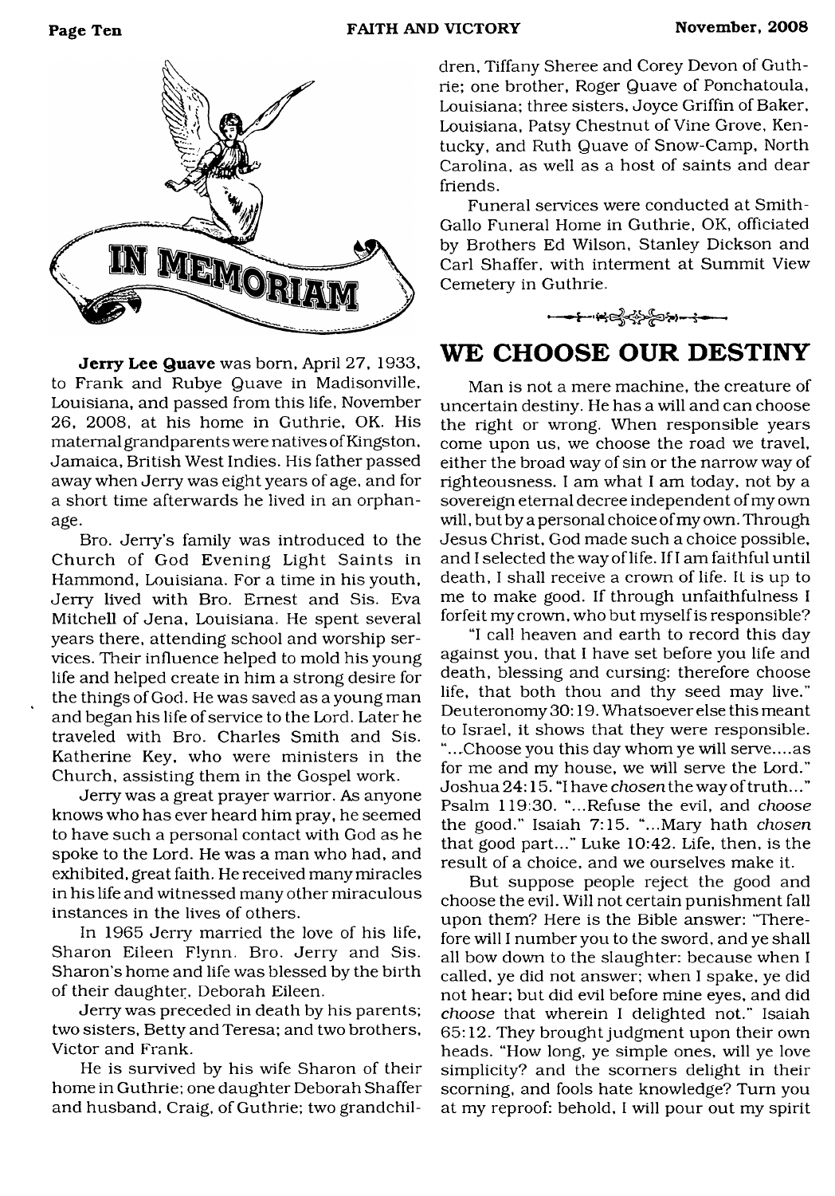# IN MEMORIAM

**Jerry Lee Quave** was born, April 27, 1933, to Frank and Rubye Quave in Madisonville, Louisiana, and passed from this life, November 26, 2008, at his home in Guthrie, OK. His maternal grandparents were natives of Kingston, Jamaica, British West Indies. His father passed away when Jerry was eight years of age, and for a short time afterwards he lived in an orphanage.

Bro. Jerry's family was introduced to the Church of God Evening Light Saints in Hammond, Louisiana. For a time in his youth, Jerry lived with Bro. Ernest and Sis. Eva Mitchell of Jena, Louisiana. He spent several years there, attending school and worship services. Their influence helped to mold his young life and helped create in him a strong desire for the things of God. He was saved as a young man and began his life of service to the Lord. Later he traveled with Bro. Charles Smith and Sis. Katherine Key, who were ministers in the Church, assisting them in the Gospel work.

Jerry was a great prayer warrior. As anyone knows who has ever heard him pray, he seemed to have such a personal contact with God as he spoke to the Lord. He was a man who had, and exhibited, great faith. He received many miracles in his life and witnessed many other miraculous instances in the lives of others.

In 1965 Jerry married the love of his life, Sharon Eileen Flynn. Bro. Jerry and Sis. Sharon's home and life was blessed by the birth of their daughter, Deborah Eileen.

Jerry was preceded in death by his parents; two sisters, Betty and Teresa; and two brothers, Victor and Frank.

He is survived by his wife Sharon of their home in Guthrie; one daughter Deborah Shaffer and husband, Craig, of Guthrie; two grandchildren, Tiffany Sheree and Corey Devon of Guthrie; one brother, Roger Quave of Ponchatoula, Louisiana; three sisters, Joyce Griffin of Baker, Louisiana, Patsy Chestnut of Vine Grove, Kentucky, and Ruth Quave of Snow-Camp, North Carolina, as well as a host of saints and dear friends.

Funeral services were conducted at Smith-Gallo Funeral Home in Guthrie, OK, officiated by Brothers Ed Wilson, Stanley Dickson and Carl Shaffer, with interment at Summit View Cemetery in Guthrie.

## WE CHOOSE OUR DESTINY

Man is not a mere machine, the creature of uncertain destiny. He has a will and can choose the right or wrong. When responsible years come upon us, we choose the road we travel, either the broad way of sin or the narrow way of righteousness. I am what I am today, not by a sovereign eternal decree independent of my own will, but by a personal choice of my own. Through Jesus Christ, God made such a choice possible, and I selected the way of life. If I am faithful until death, I shall receive a crown of life. It is up to me to make good. If through unfaithfulness I forfeit my crown, who but myself is responsible?

"I call heaven and earth to record this day against you, that I have set before you life and death, blessing and cursing: therefore choose life, that both thou and thy seed may live." Deuteronomy 30:19. Whatsoever else this meant to Israel, it shows that they were responsible. "...Choose you this day whom ye will serve....as for me and my house, we will serve the Lord." Joshua 24:15. "I have *chosen* the way of truth..." Psalm 119:30. "...Refuse the evil, and *choose* the good." Isaiah 7:15. "...Mary hath *chosen* that good part..." Luke 10:42. Life, then, is the result of a choice, and we ourselves make it.

But suppose people reject the good and choose the evil. Will not certain punishment fall upon them? Here is the Bible answer: "Therefore will I number you to the sword, and ye shall all bow down to the slaughter: because when I called, ye did not answer; when I spake, ye did not hear; but did evil before mine eyes, and did *choose* that wherein I delighted not." Isaiah 65:12. They brought judgment upon their own heads. "How long, ye simple ones, will ye love simplicity? and the scorners delight in their scorning, and fools hate knowledge? Turn you at my reproof: behold, I will pour out my spirit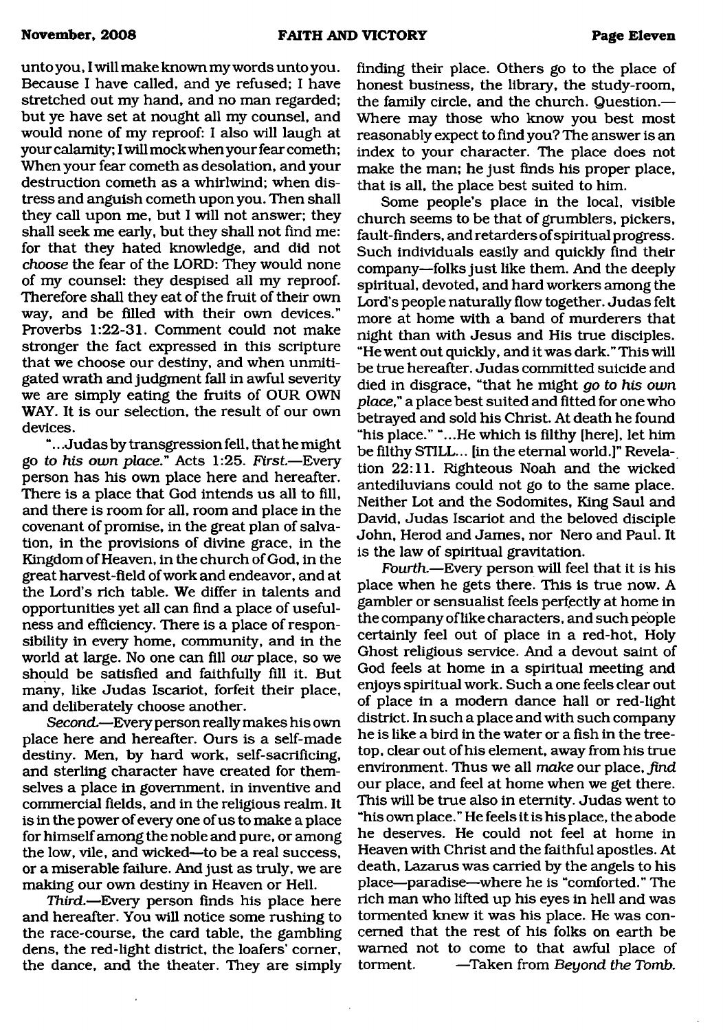unto you, I will make known my words unto you. Because I have called, and ye refused; I have stretched out my hand, and no man regarded; but ye have set at nought all my counsel, and would none of my reproof: I also will laugh at your calamity; I will mock when your fear cometh; When your fear cometh as desolation, and your destruction cometh as a whirlwind; when distress and anguish cometh upon you. Then shall they call upon me, but I will not answer; they shall seek me early, but they shall not find me: for that they hated knowledge, and did not *choose* the fear of the LORD: They would none of my counsel: they despised all my reproof. Therefore shall they eat of the fruit of their own way, and be filled with their own devices." Proverbs 1:22-31. Comment could not make stronger the fact expressed in this scripture that we choose our destiny, and when unmitigated wrath and judgment fall in awful severity we are simply eating the fruits of OUR OWN WAY. It is our selection, the result of our own devices.

"...Judas by transgression fell, that he might go *to his own place.*" Acts 1:25. *First.*—Every person has his own place here and hereafter. There is a place that God intends us all to fill, and there is room for all, room and place in the covenant of promise, in the great plan of salvation, in the provisions of divine grace, in the Kingdom of Heaven, in the church of God, in the great harvest-field of work and endeavor, and at the Lord's rich table. We differ in talents and opportunities yet all can find a place of usefulness and efficiency. There is a place of responsibility in every home, community, and in the world at large. No one can fill *our* place, so we should be satisfied and faithfully fill it. But many, like Judas Iscariot, forfeit their place, and deliberately choose another.

*Second.*—Every person really makes his own place here and hereafter. Ours is a self-made destiny. Men, by hard work, self-sacrificing, and sterling character have created for themselves a place in government, in inventive and commercial fields, and in the religious realm. It is in the power of every one of us to make a place for himself among the noble and pure, or among the low, vile, and wicked—to be a real success, or a miserable failure. And just as truly, we are making our own destiny in Heaven or Hell.

*Third.*—Every person finds his place here and hereafter. You will notice some rushing to the race-course, the card table, the gambling dens, the red-light district, the loafers' corner, the dance, and the theater. They are simply finding their place. Others go to the place of honest business, the library, the study-room, the family circle, and the church. Question.—Where may those who know you best most reasonably expect to find you? The answer is an index to your character. The place does not make the man; he just finds his proper place, that is all, the place best suited to him.

Some people's place in the local, visible church seems to be that of grumblers, pickers, fault-finders, and retarders of spiritual progress. Such individuals easily and quickly find their company—folks just like them. And the deeply spiritual, devoted, and hard workers among the Lord's people naturally flow together. Judas felt more at home with a band of murderers that night than with Jesus and His true disciples. "He went out quickly, and it was dark." This will be true hereafter. Judas committed suicide and died in disgrace, "that he might *go to his own place,*" a place best suited and fitted for one who betrayed and sold his Christ. At death he found "his place." "...He which is filthy [here], let him be filthy STILL... [in the eternal world.]" Revelation 22:11. Righteous Noah and the wicked antediluvians could not go to the same place. Neither Lot and the Sodomites, King Saul and David, Judas Iscariot and the beloved disciple John, Herod and James, nor Nero and Paul. It is the law of spiritual gravitation.

*Fourth.*—Every person will feel that it is his place when he gets there. This is true now. A gambler or sensualist feels perfectly at home in the company of like characters, and such people certainly feel out of place in a red-hot, Holy Ghost religious service. And a devout saint of God feels at home in a spiritual meeting and enjoys spiritual work. Such a one feels clear out of place in a modern dance hall or red-light district. In such a place and with such company he is like a bird in the water or a fish in the treetop, clear out of his element, away from his true environment. Thus we all *make* our place, *find* our place, and feel at home when we get there. This will be true also in eternity. Judas went to "his own place." He feels it is his place, the abode he deserves. He could not feel at home in Heaven with Christ and the faithful apostles. At death, Lazarus was carried by the angels to his place—paradise—where he is "comforted." The rich man who lifted up his eyes in hell and was tormented knew it was his place. He was concerned that the rest of his folks on earth be warned not to come to that awful place of torment. —Taken from *Beyond the Tomb.*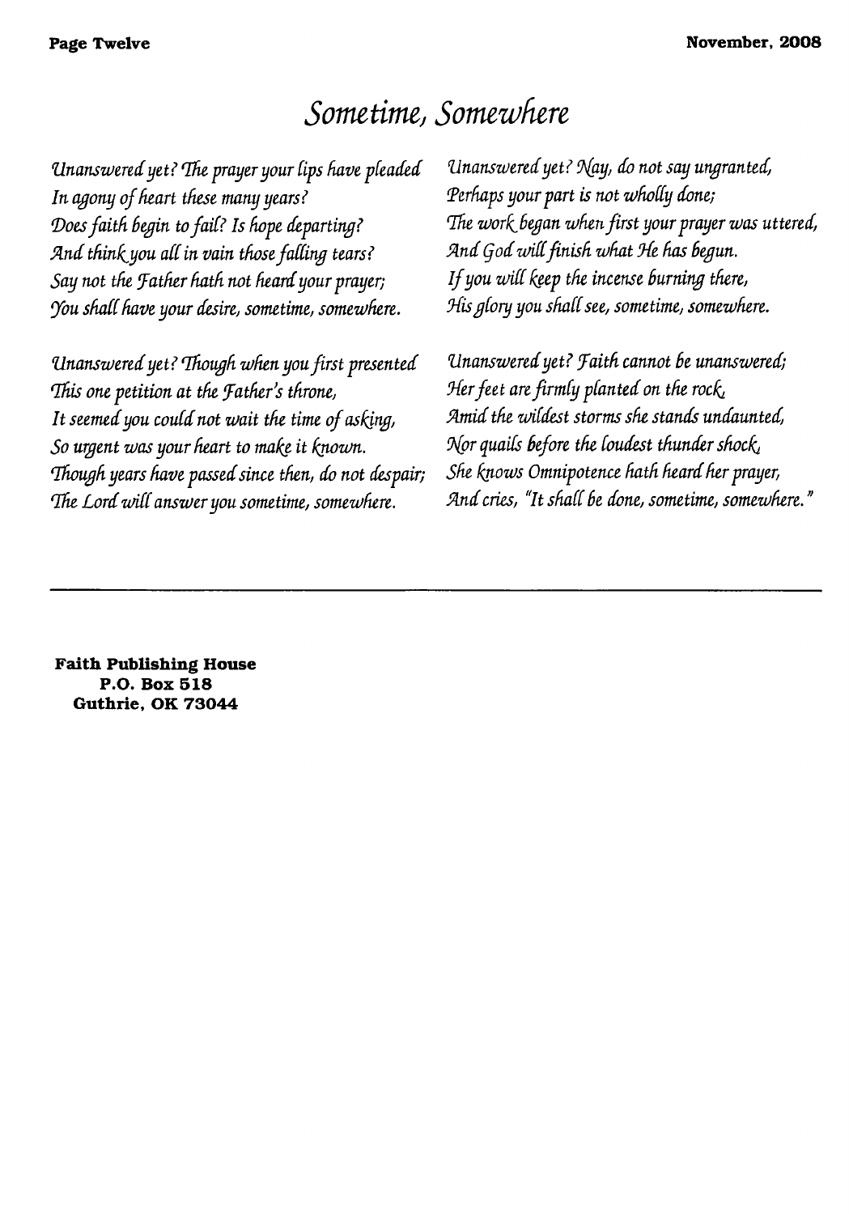# *Sometime, Somewhere*

*Unanswered yet? The prayer your lips have pleaded*
*In agony of heart these many years?*
*Does faith begin to fail? Is hope departing?*
*And think you all in vain those falling tears?*
*Say not the Father hath not heard your prayer;*
*You shall have your desire, sometime, somewhere.*

*Unanswered yet? Though when you first presented*
*This one petition at the Father's throne,*
*It seemed you could not wait the time of asking,*
*So urgent was your heart to make it known.*
*Though years have passed since then, do not despair;*
*The Lord will answer you sometime, somewhere.*

*Unanswered yet? Nay, do not say ungranted,*
*Perhaps your part is not wholly done;*
*The work began when first your prayer was uttered,*
*And God will finish what He has begun.*
*If you will keep the incense burning there,*
*His glory you shall see, sometime, somewhere.*

*Unanswered yet? Faith cannot be unanswered;*
*Her feet are firmly planted on the rock,*
*Amid the wildest storms she stands undaunted,*
*Nor quails before the loudest thunder shock,*
*She knows Omnipotence hath heard her prayer,*
*And cries, "It shall be done, sometime, somewhere."*

---

**Faith Publishing House**
**P.O. Box 518**
**Guthrie, OK 73044**